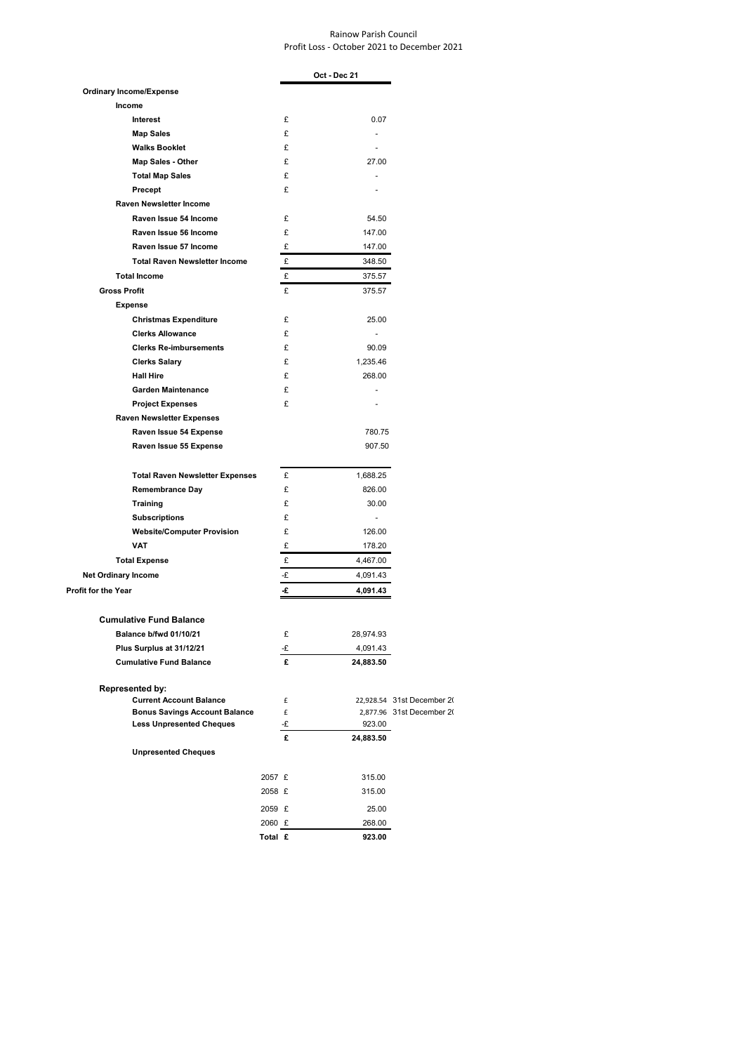# Rainow Parish Council

## Profit Loss - October 2021 to December 2021

| | | Oct - Dec 21 | |
|---|---|---|---|
| **Ordinary Income/Expense** | | | |
| **Income** | | | |
| **Interest** | £ | 0.07 | |
| **Map Sales** | £ | - | |
| **Walks Booklet** | £ | - | |
| **Map Sales - Other** | £ | 27.00 | |
| **Total Map Sales** | £ | - | |
| **Precept** | £ | - | |
| **Raven Newsletter Income** | | | |
| **Raven Issue 54 Income** | £ | 54.50 | |
| **Raven Issue 56 Income** | £ | 147.00 | |
| **Raven Issue 57 Income** | £ | 147.00 | |
| **Total Raven Newsletter Income** | £ | 348.50 | |
| **Total Income** | £ | 375.57 | |
| **Gross Profit** | £ | 375.57 | |
| **Expense** | | | |
| **Christmas Expenditure** | £ | 25.00 | |
| **Clerks Allowance** | £ | - | |
| **Clerks Re-imbursements** | £ | 90.09 | |
| **Clerks Salary** | £ | 1,235.46 | |
| **Hall Hire** | £ | 268.00 | |
| **Garden Maintenance** | £ | - | |
| **Project Expenses** | £ | - | |
| **Raven Newsletter Expenses** | | | |
| **Raven Issue 54 Expense** | | 780.75 | |
| **Raven Issue 55 Expense** | | 907.50 | |
| **Total Raven Newsletter Expenses** | £ | 1,688.25 | |
| **Remembrance Day** | £ | 826.00 | |
| **Training** | £ | 30.00 | |
| **Subscriptions** | £ | - | |
| **Website/Computer Provision** | £ | 126.00 | |
| **VAT** | £ | 178.20 | |
| **Total Expense** | £ | 4,467.00 | |
| **Net Ordinary Income** | -£ | 4,091.43 | |
| **Profit for the Year** | **-£** | **4,091.43** | |
| **Cumulative Fund Balance** | | | |
| **Balance b/fwd 01/10/21** | £ | 28,974.93 | |
| **Plus Surplus at 31/12/21** | -£ | 4,091.43 | |
| **Cumulative Fund Balance** | **£** | **24,883.50** | |
| **Represented by:** | | | |
| **Current Account Balance** | £ | 22,928.54 | 31st December 2( |
| **Bonus Savings Account Balance** | £ | 2,877.96 | 31st December 2( |
| **Less Unpresented Cheques** | -£ | 923.00 | |
| | **£** | **24,883.50** | |
| **Unpresented Cheques** | | | |
| 2057 | £ | 315.00 | |
| 2058 | £ | 315.00 | |
| 2059 | £ | 25.00 | |
| 2060 | £ | 268.00 | |
| **Total** | **£** | **923.00** | |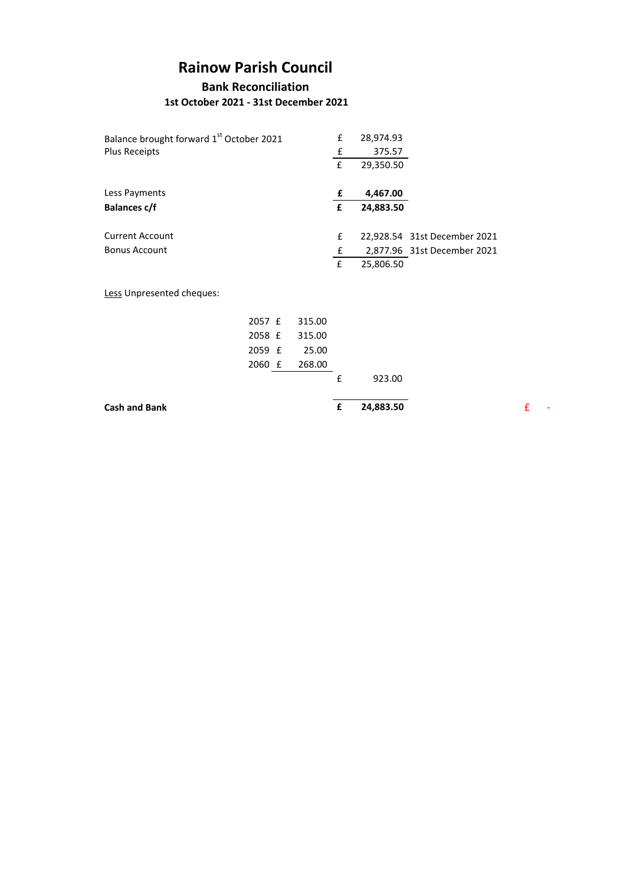# Rainow Parish Council

## Bank Reconciliation

### 1st October 2021 - 31st December 2021

| | | | |
|---|---|---|---|
| Balance brought forward 1[st] October 2021 | £ | 28,974.93 | |
| Plus Receipts | £ | 375.57 | |
| | £ | 29,350.50 | |
| | | | |
| Less Payments | **£** | **4,467.00** | |
| **Balances c/f** | **£** | **24,883.50** | |
| | | | |
| Current Account | £ | 22,928.54 | 31st December 2021 |
| Bonus Account | £ | 2,877.96 | 31st December 2021 |
| | £ | 25,806.50 | |

<u>Less</u> Unpresented cheques:

| Cheque | | Amount |
|---|---|---|
| 2057 | £ | 315.00 |
| 2058 | £ | 315.00 |
| 2059 | £ | 25.00 |
| 2060 | £ | 268.00 |

| | | | |
|---|---|---|---|
| | £ | 923.00 | |
| | | | |
| **Cash and Bank** | **£** | **24,883.50** | £ - |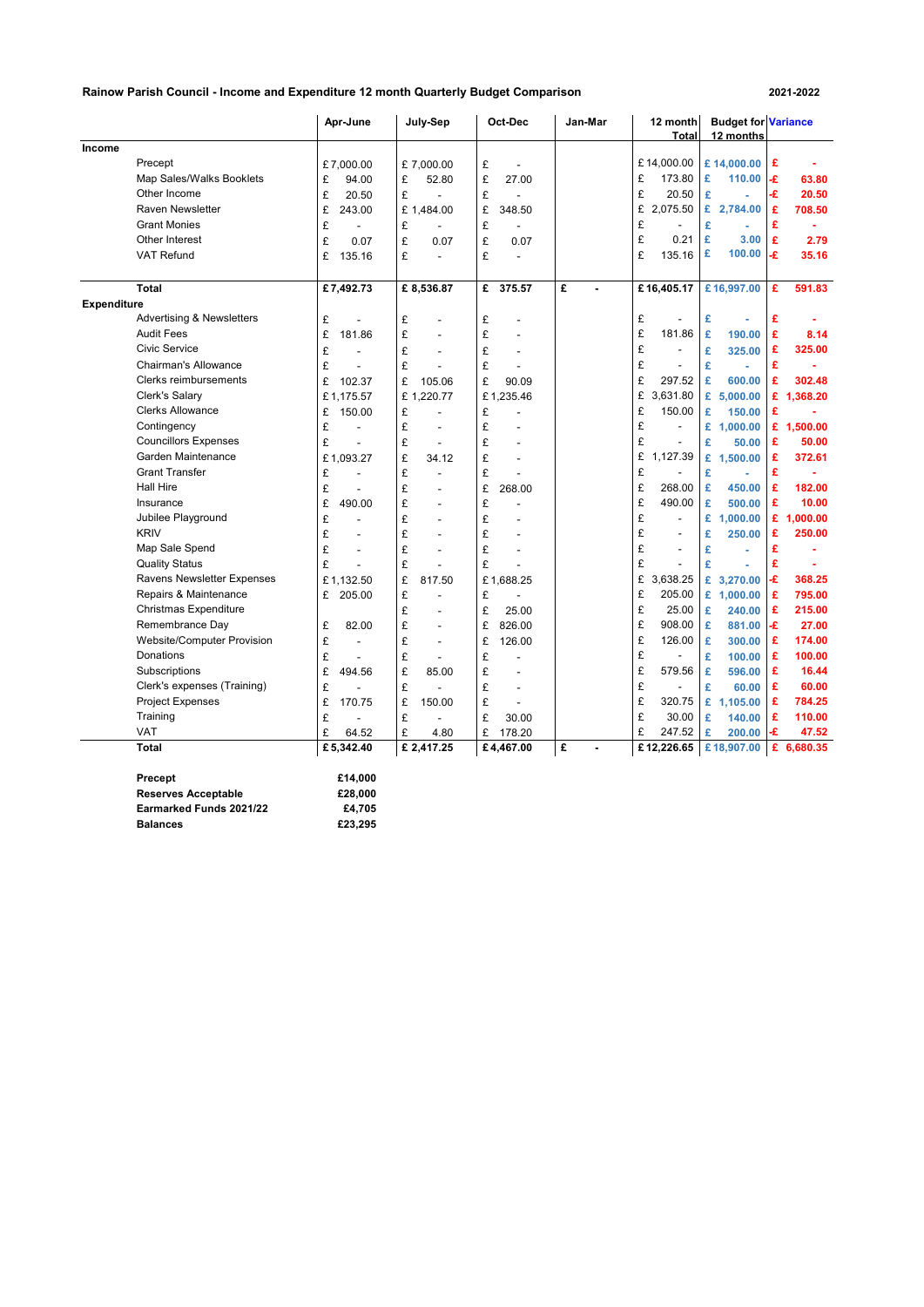**Rainow Parish Council - Income and Expenditure 12 month Quarterly Budget Comparison** **2021-2022**

| | Apr-June | July-Sep | Oct-Dec | Jan-Mar | 12 month Total | Budget for 12 months | Variance |
|---|---|---|---|---|---|---|---|
| **Income** | | | | | | | |
| Precept | £7,000.00 | £ 7,000.00 | £ - | | £14,000.00 | £ 14,000.00 | £ - |
| Map Sales/Walks Booklets | £ 94.00 | £ 52.80 | £ 27.00 | | £ 173.80 | £ 110.00 | -£ 63.80 |
| Other Income | £ 20.50 | £ - | £ - | | £ 20.50 | £ - | -£ 20.50 |
| Raven Newsletter | £ 243.00 | £ 1,484.00 | £ 348.50 | | £ 2,075.50 | £ 2,784.00 | £ 708.50 |
| Grant Monies | £ - | £ - | £ - | | £ - | £ - | £ - |
| Other Interest | £ 0.07 | £ 0.07 | £ 0.07 | | £ 0.21 | £ 3.00 | £ 2.79 |
| VAT Refund | £ 135.16 | £ - | £ - | | £ 135.16 | £ 100.00 | -£ 35.16 |
| **Total** | **£7,492.73** | **£ 8,536.87** | **£ 375.57** | **£ -** | **£16,405.17** | **£16,997.00** | **£ 591.83** |
| **Expenditure** | | | | | | | |
| Advertising & Newsletters | £ - | £ - | £ - | | £ - | £ - | £ - |
| Audit Fees | £ 181.86 | £ - | £ - | | £ 181.86 | £ 190.00 | £ 8.14 |
| Civic Service | £ - | £ - | £ - | | £ - | £ 325.00 | £ 325.00 |
| Chairman's Allowance | £ - | £ - | £ - | | £ - | £ - | £ - |
| Clerks reimbursements | £ 102.37 | £ 105.06 | £ 90.09 | | £ 297.52 | £ 600.00 | £ 302.48 |
| Clerk's Salary | £1,175.57 | £ 1,220.77 | £1,235.46 | | £ 3,631.80 | £ 5,000.00 | £ 1,368.20 |
| Clerks Allowance | £ 150.00 | £ - | £ - | | £ 150.00 | £ 150.00 | £ - |
| Contingency | £ - | £ - | £ - | | £ - | £ 1,000.00 | £ 1,500.00 |
| Councillors Expenses | £ - | £ - | £ - | | £ - | £ 50.00 | £ 50.00 |
| Garden Maintenance | £1,093.27 | £ 34.12 | £ - | | £ 1,127.39 | £ 1,500.00 | £ 372.61 |
| Grant Transfer | £ - | £ - | £ - | | £ - | £ - | £ - |
| Hall Hire | £ - | £ - | £ 268.00 | | £ 268.00 | £ 450.00 | £ 182.00 |
| Insurance | £ 490.00 | £ - | £ - | | £ 490.00 | £ 500.00 | £ 10.00 |
| Jubilee Playground | £ - | £ - | £ - | | £ - | £ 1,000.00 | £ 1,000.00 |
| KRIV | £ - | £ - | £ - | | £ - | £ 250.00 | £ 250.00 |
| Map Sale Spend | £ - | £ - | £ - | | £ - | £ - | £ - |
| Quality Status | £ - | £ - | £ - | | £ - | £ - | £ - |
| Ravens Newsletter Expenses | £1,132.50 | £ 817.50 | £1,688.25 | | £ 3,638.25 | £ 3,270.00 | -£ 368.25 |
| Repairs & Maintenance | £ 205.00 | £ - | £ - | | £ 205.00 | £ 1,000.00 | £ 795.00 |
| Christmas Expenditure | | £ - | £ 25.00 | | £ 25.00 | £ 240.00 | £ 215.00 |
| Remembrance Day | £ 82.00 | £ - | £ 826.00 | | £ 908.00 | £ 881.00 | -£ 27.00 |
| Website/Computer Provision | £ - | £ - | £ 126.00 | | £ 126.00 | £ 300.00 | £ 174.00 |
| Donations | £ - | £ - | £ - | | £ - | £ 100.00 | £ 100.00 |
| Subscriptions | £ 494.56 | £ 85.00 | £ - | | £ 579.56 | £ 596.00 | £ 16.44 |
| Clerk's expenses (Training) | £ - | £ - | £ - | | £ - | £ 60.00 | £ 60.00 |
| Project Expenses | £ 170.75 | £ 150.00 | £ - | | £ 320.75 | £ 1,105.00 | £ 784.25 |
| Training | £ - | £ - | £ 30.00 | | £ 30.00 | £ 140.00 | £ 110.00 |
| VAT | £ 64.52 | £ 4.80 | £ 178.20 | | £ 247.52 | £ 200.00 | -£ 47.52 |
| **Total** | **£5,342.40** | **£ 2,417.25** | **£4,467.00** | **£ -** | **£12,226.65** | **£18,907.00** | **£ 6,680.35** |

| | |
|---|---|
| **Precept** | **£14,000** |
| **Reserves Acceptable** | **£28,000** |
| **Earmarked Funds 2021/22** | **£4,705** |
| **Balances** | **£23,295** |